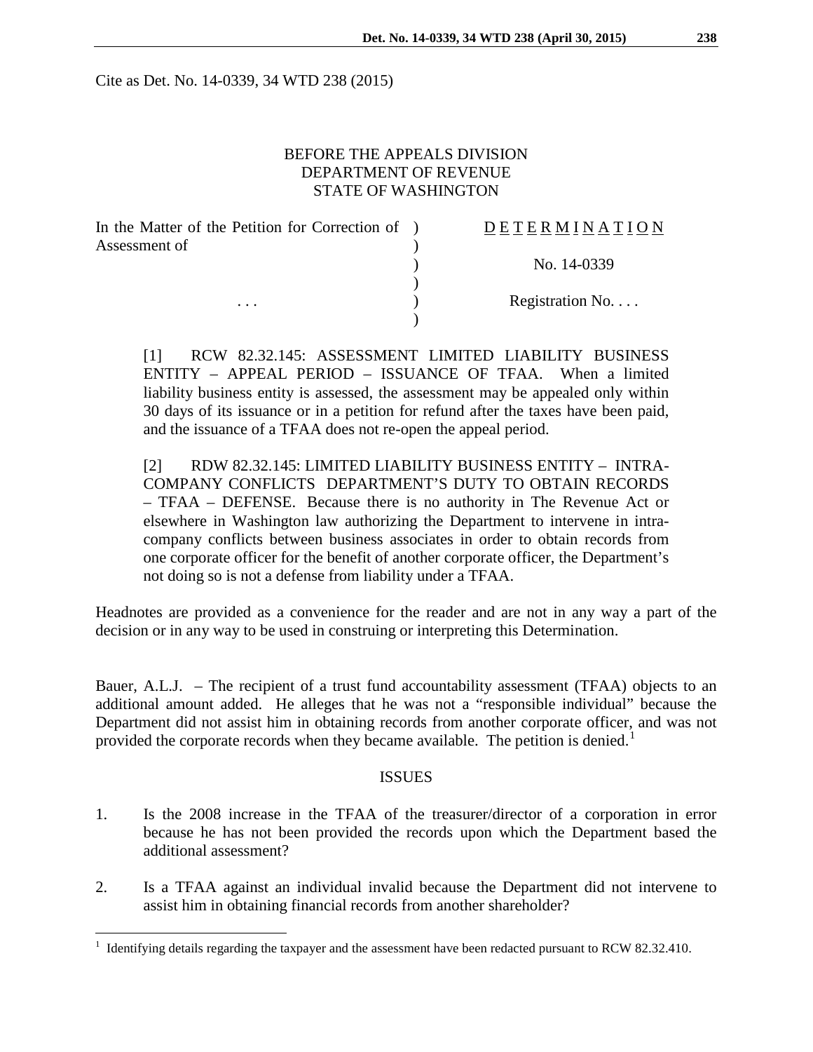Cite as Det. No. 14-0339, 34 WTD 238 (2015)

BEFORE THE APPEALS DIVISION
DEPARTMENT OF REVENUE
STATE OF WASHINGTON

| In the Matter of the Petition for Correction of Assessment of | ) | D E T E R M I N A T I O N |
|---|---|---|
| | ) | No. 14-0339 |
| . . . | ) | Registration No. . . . |

> [1] RCW 82.32.145: ASSESSMENT LIMITED LIABILITY BUSINESS ENTITY – APPEAL PERIOD – ISSUANCE OF TFAA. When a limited liability business entity is assessed, the assessment may be appealed only within 30 days of its issuance or in a petition for refund after the taxes have been paid, and the issuance of a TFAA does not re-open the appeal period.
>
> [2] RDW 82.32.145: LIMITED LIABILITY BUSINESS ENTITY – INTRA-COMPANY CONFLICTS DEPARTMENT'S DUTY TO OBTAIN RECORDS – TFAA – DEFENSE. Because there is no authority in The Revenue Act or elsewhere in Washington law authorizing the Department to intervene in intra-company conflicts between business associates in order to obtain records from one corporate officer for the benefit of another corporate officer, the Department's not doing so is not a defense from liability under a TFAA.

Headnotes are provided as a convenience for the reader and are not in any way a part of the decision or in any way to be used in construing or interpreting this Determination.

Bauer, A.L.J. – The recipient of a trust fund accountability assessment (TFAA) objects to an additional amount added. He alleges that he was not a "responsible individual" because the Department did not assist him in obtaining records from another corporate officer, and was not provided the corporate records when they became available. The petition is denied.[1]

## ISSUES

1. Is the 2008 increase in the TFAA of the treasurer/director of a corporation in error because he has not been provided the records upon which the Department based the additional assessment?

2. Is a TFAA against an individual invalid because the Department did not intervene to assist him in obtaining financial records from another shareholder?

---

[1] Identifying details regarding the taxpayer and the assessment have been redacted pursuant to RCW 82.32.410.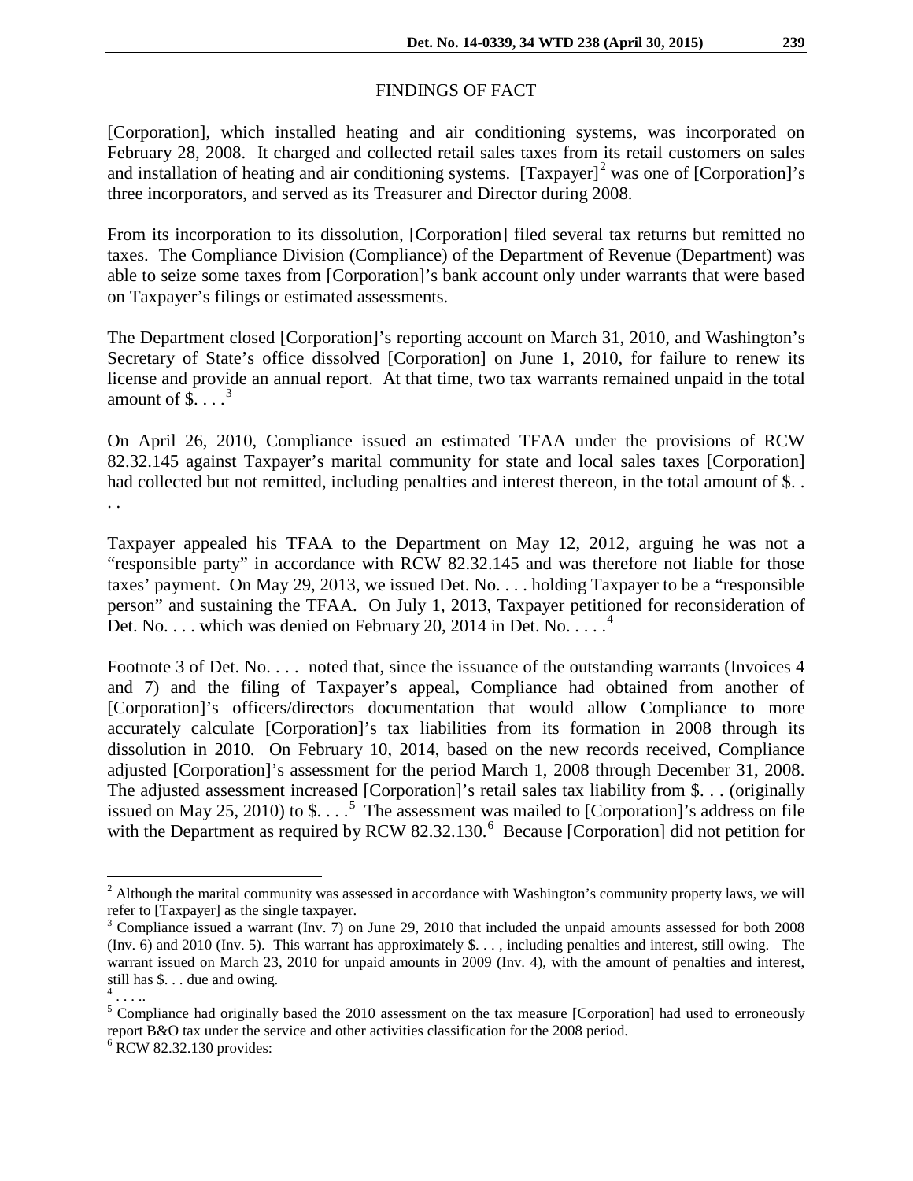## FINDINGS OF FACT

[Corporation], which installed heating and air conditioning systems, was incorporated on February 28, 2008. It charged and collected retail sales taxes from its retail customers on sales and installation of heating and air conditioning systems. [Taxpayer][2] was one of [Corporation]'s three incorporators, and served as its Treasurer and Director during 2008.

From its incorporation to its dissolution, [Corporation] filed several tax returns but remitted no taxes. The Compliance Division (Compliance) of the Department of Revenue (Department) was able to seize some taxes from [Corporation]'s bank account only under warrants that were based on Taxpayer's filings or estimated assessments.

The Department closed [Corporation]'s reporting account on March 31, 2010, and Washington's Secretary of State's office dissolved [Corporation] on June 1, 2010, for failure to renew its license and provide an annual report. At that time, two tax warrants remained unpaid in the total amount of $. . . .[3]

On April 26, 2010, Compliance issued an estimated TFAA under the provisions of RCW 82.32.145 against Taxpayer's marital community for state and local sales taxes [Corporation] had collected but not remitted, including penalties and interest thereon, in the total amount of $. . . .

Taxpayer appealed his TFAA to the Department on May 12, 2012, arguing he was not a "responsible party" in accordance with RCW 82.32.145 and was therefore not liable for those taxes' payment. On May 29, 2013, we issued Det. No. . . . holding Taxpayer to be a "responsible person" and sustaining the TFAA. On July 1, 2013, Taxpayer petitioned for reconsideration of Det. No. . . . which was denied on February 20, 2014 in Det. No. . . . .[4]

Footnote 3 of Det. No. . . . noted that, since the issuance of the outstanding warrants (Invoices 4 and 7) and the filing of Taxpayer's appeal, Compliance had obtained from another of [Corporation]'s officers/directors documentation that would allow Compliance to more accurately calculate [Corporation]'s tax liabilities from its formation in 2008 through its dissolution in 2010. On February 10, 2014, based on the new records received, Compliance adjusted [Corporation]'s assessment for the period March 1, 2008 through December 31, 2008. The adjusted assessment increased [Corporation]'s retail sales tax liability from $. . . (originally issued on May 25, 2010) to $. . . .[5] The assessment was mailed to [Corporation]'s address on file with the Department as required by RCW 82.32.130.[6] Because [Corporation] did not petition for

---

[2] Although the marital community was assessed in accordance with Washington's community property laws, we will refer to [Taxpayer] as the single taxpayer.

[3] Compliance issued a warrant (Inv. 7) on June 29, 2010 that included the unpaid amounts assessed for both 2008 (Inv. 6) and 2010 (Inv. 5). This warrant has approximately $. . . , including penalties and interest, still owing. The warrant issued on March 23, 2010 for unpaid amounts in 2009 (Inv. 4), with the amount of penalties and interest, still has $. . . due and owing.

[4] . . . ..

[5] Compliance had originally based the 2010 assessment on the tax measure [Corporation] had used to erroneously report B&O tax under the service and other activities classification for the 2008 period.

[6] RCW 82.32.130 provides: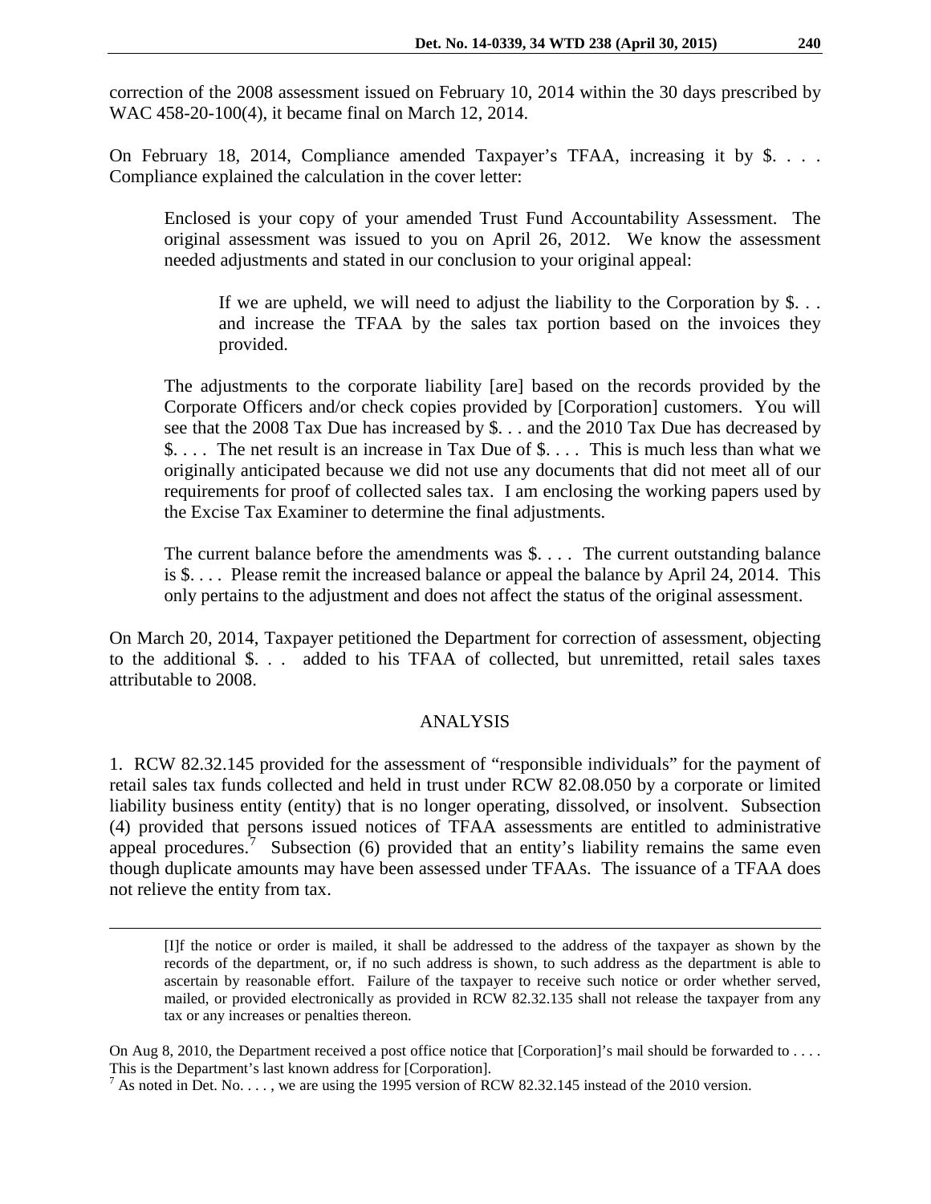correction of the 2008 assessment issued on February 10, 2014 within the 30 days prescribed by WAC 458-20-100(4), it became final on March 12, 2014.

On February 18, 2014, Compliance amended Taxpayer's TFAA, increasing it by $. . . . Compliance explained the calculation in the cover letter:

> Enclosed is your copy of your amended Trust Fund Accountability Assessment. The original assessment was issued to you on April 26, 2012. We know the assessment needed adjustments and stated in our conclusion to your original appeal:
>
> > If we are upheld, we will need to adjust the liability to the Corporation by $. . . and increase the TFAA by the sales tax portion based on the invoices they provided.
>
> The adjustments to the corporate liability [are] based on the records provided by the Corporate Officers and/or check copies provided by [Corporation] customers. You will see that the 2008 Tax Due has increased by $. . . and the 2010 Tax Due has decreased by $. . . . The net result is an increase in Tax Due of $. . . . This is much less than what we originally anticipated because we did not use any documents that did not meet all of our requirements for proof of collected sales tax. I am enclosing the working papers used by the Excise Tax Examiner to determine the final adjustments.
>
> The current balance before the amendments was $. . . . The current outstanding balance is $. . . . Please remit the increased balance or appeal the balance by April 24, 2014. This only pertains to the adjustment and does not affect the status of the original assessment.

On March 20, 2014, Taxpayer petitioned the Department for correction of assessment, objecting to the additional $. . . added to his TFAA of collected, but unremitted, retail sales taxes attributable to 2008.

## ANALYSIS

1. RCW 82.32.145 provided for the assessment of "responsible individuals" for the payment of retail sales tax funds collected and held in trust under RCW 82.08.050 by a corporate or limited liability business entity (entity) that is no longer operating, dissolved, or insolvent. Subsection (4) provided that persons issued notices of TFAA assessments are entitled to administrative appeal procedures.[7] Subsection (6) provided that an entity's liability remains the same even though duplicate amounts may have been assessed under TFAAs. The issuance of a TFAA does not relieve the entity from tax.

---

> [I]f the notice or order is mailed, it shall be addressed to the address of the taxpayer as shown by the records of the department, or, if no such address is shown, to such address as the department is able to ascertain by reasonable effort. Failure of the taxpayer to receive such notice or order whether served, mailed, or provided electronically as provided in RCW 82.32.135 shall not release the taxpayer from any tax or any increases or penalties thereon.

On Aug 8, 2010, the Department received a post office notice that [Corporation]'s mail should be forwarded to . . . . This is the Department's last known address for [Corporation].

[7] As noted in Det. No. . . . , we are using the 1995 version of RCW 82.32.145 instead of the 2010 version.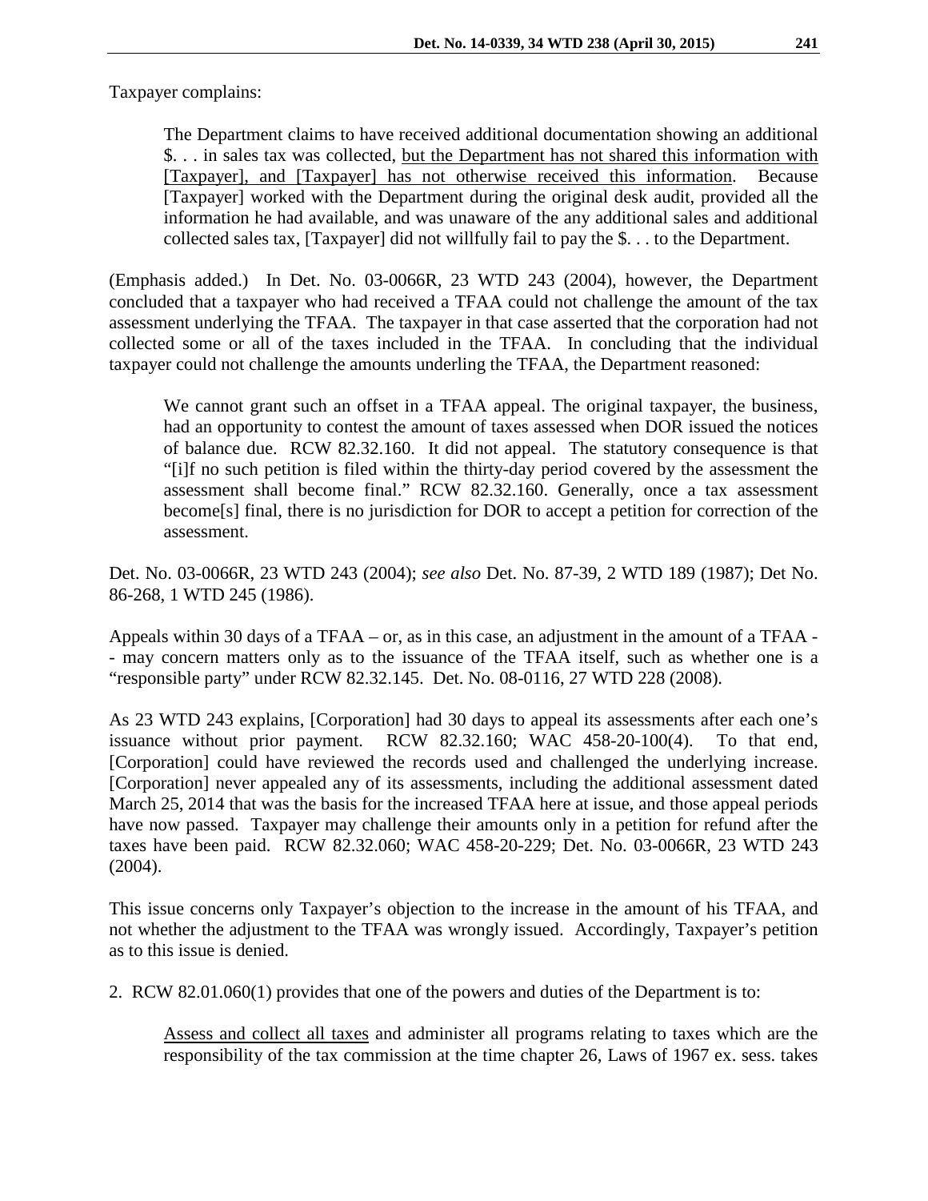Taxpayer complains:

> The Department claims to have received additional documentation showing an additional $. . . in sales tax was collected, <u>but the Department has not shared this information with [Taxpayer], and [Taxpayer] has not otherwise received this information</u>. Because [Taxpayer] worked with the Department during the original desk audit, provided all the information he had available, and was unaware of the any additional sales and additional collected sales tax, [Taxpayer] did not willfully fail to pay the $. . . to the Department.

(Emphasis added.) In Det. No. 03-0066R, 23 WTD 243 (2004), however, the Department concluded that a taxpayer who had received a TFAA could not challenge the amount of the tax assessment underlying the TFAA. The taxpayer in that case asserted that the corporation had not collected some or all of the taxes included in the TFAA. In concluding that the individual taxpayer could not challenge the amounts underling the TFAA, the Department reasoned:

> We cannot grant such an offset in a TFAA appeal. The original taxpayer, the business, had an opportunity to contest the amount of taxes assessed when DOR issued the notices of balance due. RCW 82.32.160. It did not appeal. The statutory consequence is that "[i]f no such petition is filed within the thirty-day period covered by the assessment the assessment shall become final." RCW 82.32.160. Generally, once a tax assessment become[s] final, there is no jurisdiction for DOR to accept a petition for correction of the assessment.

Det. No. 03-0066R, 23 WTD 243 (2004); *see also* Det. No. 87-39, 2 WTD 189 (1987); Det No. 86-268, 1 WTD 245 (1986).

Appeals within 30 days of a TFAA – or, as in this case, an adjustment in the amount of a TFAA -- may concern matters only as to the issuance of the TFAA itself, such as whether one is a "responsible party" under RCW 82.32.145. Det. No. 08-0116, 27 WTD 228 (2008).

As 23 WTD 243 explains, [Corporation] had 30 days to appeal its assessments after each one's issuance without prior payment. RCW 82.32.160; WAC 458-20-100(4). To that end, [Corporation] could have reviewed the records used and challenged the underlying increase. [Corporation] never appealed any of its assessments, including the additional assessment dated March 25, 2014 that was the basis for the increased TFAA here at issue, and those appeal periods have now passed. Taxpayer may challenge their amounts only in a petition for refund after the taxes have been paid. RCW 82.32.060; WAC 458-20-229; Det. No. 03-0066R, 23 WTD 243 (2004).

This issue concerns only Taxpayer's objection to the increase in the amount of his TFAA, and not whether the adjustment to the TFAA was wrongly issued. Accordingly, Taxpayer's petition as to this issue is denied.

2. RCW 82.01.060(1) provides that one of the powers and duties of the Department is to:

> <u>Assess and collect all taxes</u> and administer all programs relating to taxes which are the responsibility of the tax commission at the time chapter 26, Laws of 1967 ex. sess. takes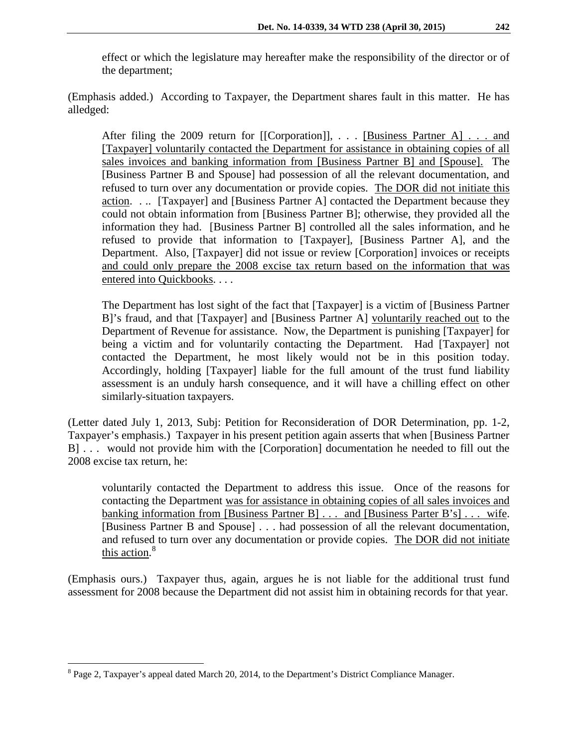> effect or which the legislature may hereafter make the responsibility of the director or of the department;

(Emphasis added.) According to Taxpayer, the Department shares fault in this matter. He has alledged:

> After filing the 2009 return for [[Corporation]], . . . <u>[Business Partner A] . . . and [Taxpayer] voluntarily contacted the Department for assistance in obtaining copies of all sales invoices and banking information from [Business Partner B] and [Spouse].</u> The [Business Partner B and Spouse] had possession of all the relevant documentation, and refused to turn over any documentation or provide copies. <u>The DOR did not initiate this action</u>. . .. [Taxpayer] and [Business Partner A] contacted the Department because they could not obtain information from [Business Partner B]; otherwise, they provided all the information they had. [Business Partner B] controlled all the sales information, and he refused to provide that information to [Taxpayer], [Business Partner A], and the Department. Also, [Taxpayer] did not issue or review [Corporation] invoices or receipts <u>and could only prepare the 2008 excise tax return based on the information that was entered into Quickbooks</u>. . . .
>
> The Department has lost sight of the fact that [Taxpayer] is a victim of [Business Partner B]'s fraud, and that [Taxpayer] and [Business Partner A] <u>voluntarily reached out</u> to the Department of Revenue for assistance. Now, the Department is punishing [Taxpayer] for being a victim and for voluntarily contacting the Department. Had [Taxpayer] not contacted the Department, he most likely would not be in this position today. Accordingly, holding [Taxpayer] liable for the full amount of the trust fund liability assessment is an unduly harsh consequence, and it will have a chilling effect on other similarly-situation taxpayers.

(Letter dated July 1, 2013, Subj: Petition for Reconsideration of DOR Determination, pp. 1-2, Taxpayer's emphasis.) Taxpayer in his present petition again asserts that when [Business Partner B] . . . would not provide him with the [Corporation] documentation he needed to fill out the 2008 excise tax return, he:

> voluntarily contacted the Department to address this issue. Once of the reasons for contacting the Department <u>was for assistance in obtaining copies of all sales invoices and banking information from [Business Partner B] . . . and [Business Parter B's] . . . wife</u>. [Business Partner B and Spouse] . . . had possession of all the relevant documentation, and refused to turn over any documentation or provide copies. <u>The DOR did not initiate this action</u>.[8]

(Emphasis ours.) Taxpayer thus, again, argues he is not liable for the additional trust fund assessment for 2008 because the Department did not assist him in obtaining records for that year.

---

[8] Page 2, Taxpayer's appeal dated March 20, 2014, to the Department's District Compliance Manager.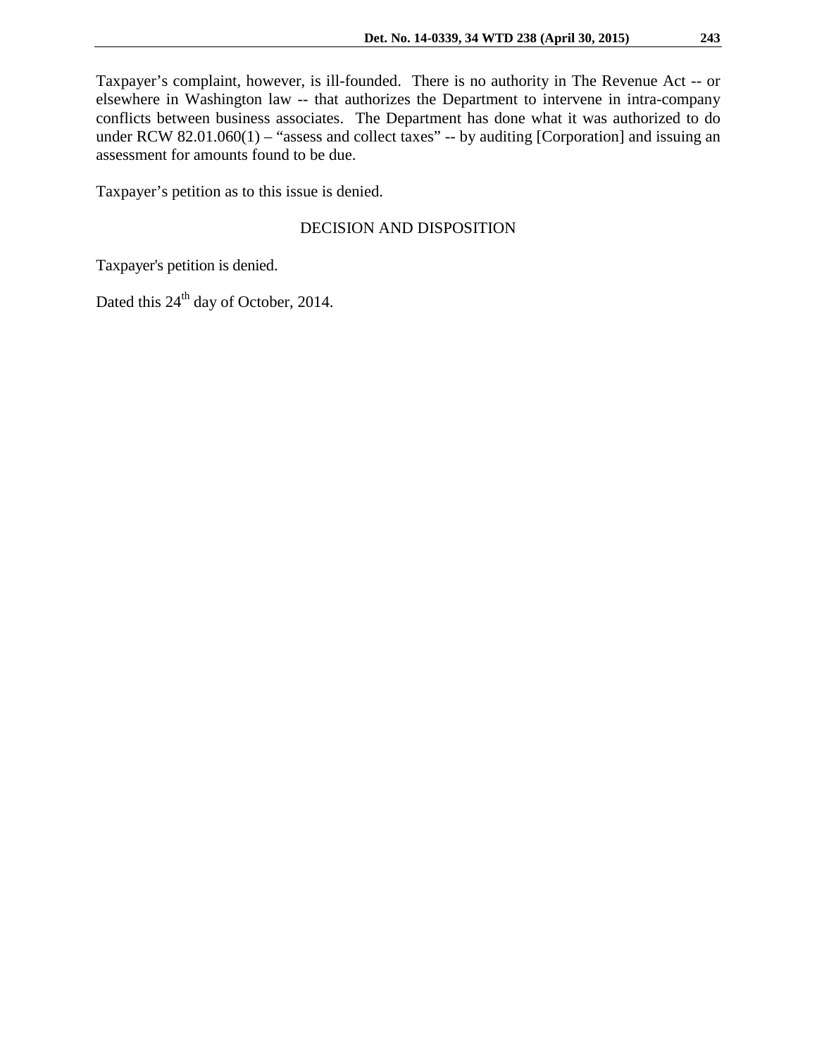Taxpayer's complaint, however, is ill-founded. There is no authority in The Revenue Act -- or elsewhere in Washington law -- that authorizes the Department to intervene in intra-company conflicts between business associates. The Department has done what it was authorized to do under RCW 82.01.060(1) – "assess and collect taxes" -- by auditing [Corporation] and issuing an assessment for amounts found to be due.

Taxpayer's petition as to this issue is denied.

## DECISION AND DISPOSITION

Taxpayer's petition is denied.

Dated this 24th day of October, 2014.